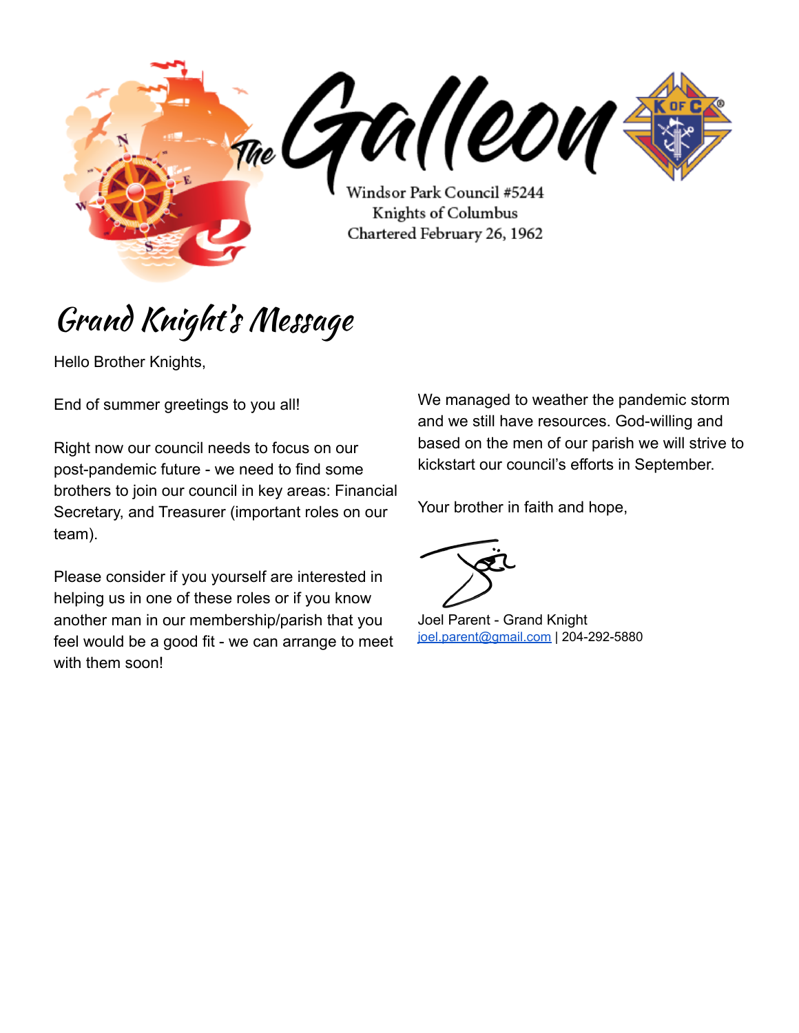# The Galleon

Windsor Park Council #5244
Knights of Columbus
Chartered February 26, 1962

## Grand Knight's Message

Hello Brother Knights,

End of summer greetings to you all!

Right now our council needs to focus on our post-pandemic future - we need to find some brothers to join our council in key areas: Financial Secretary, and Treasurer (important roles on our team).

Please consider if you yourself are interested in helping us in one of these roles or if you know another man in our membership/parish that you feel would be a good fit - we can arrange to meet with them soon!

We managed to weather the pandemic storm and we still have resources. God-willing and based on the men of our parish we will strive to kickstart our council's efforts in September.

Your brother in faith and hope,

Joel Parent - Grand Knight
joel.parent@gmail.com | 204-292-5880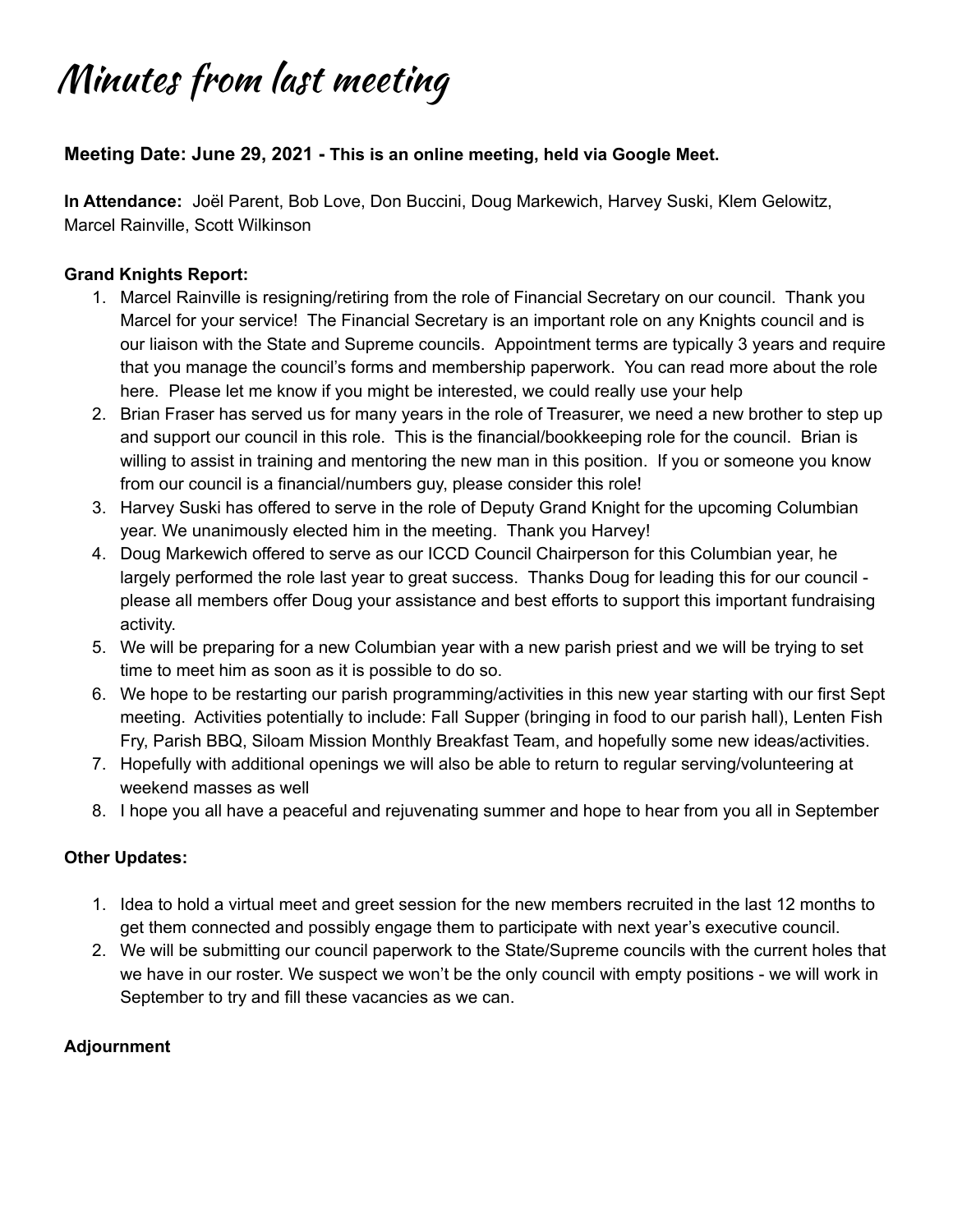# Minutes from last meeting

### Meeting Date: June 29, 2021 - This is an online meeting, held via Google Meet.

**In Attendance:** Joël Parent, Bob Love, Don Buccini, Doug Markewich, Harvey Suski, Klem Gelowitz, Marcel Rainville, Scott Wilkinson

**Grand Knights Report:**

1. Marcel Rainville is resigning/retiring from the role of Financial Secretary on our council. Thank you Marcel for your service! The Financial Secretary is an important role on any Knights council and is our liaison with the State and Supreme councils. Appointment terms are typically 3 years and require that you manage the council's forms and membership paperwork. You can read more about the role here. Please let me know if you might be interested, we could really use your help
2. Brian Fraser has served us for many years in the role of Treasurer, we need a new brother to step up and support our council in this role. This is the financial/bookkeeping role for the council. Brian is willing to assist in training and mentoring the new man in this position. If you or someone you know from our council is a financial/numbers guy, please consider this role!
3. Harvey Suski has offered to serve in the role of Deputy Grand Knight for the upcoming Columbian year. We unanimously elected him in the meeting. Thank you Harvey!
4. Doug Markewich offered to serve as our ICCD Council Chairperson for this Columbian year, he largely performed the role last year to great success. Thanks Doug for leading this for our council - please all members offer Doug your assistance and best efforts to support this important fundraising activity.
5. We will be preparing for a new Columbian year with a new parish priest and we will be trying to set time to meet him as soon as it is possible to do so.
6. We hope to be restarting our parish programming/activities in this new year starting with our first Sept meeting. Activities potentially to include: Fall Supper (bringing in food to our parish hall), Lenten Fish Fry, Parish BBQ, Siloam Mission Monthly Breakfast Team, and hopefully some new ideas/activities.
7. Hopefully with additional openings we will also be able to return to regular serving/volunteering at weekend masses as well
8. I hope you all have a peaceful and rejuvenating summer and hope to hear from you all in September

**Other Updates:**

1. Idea to hold a virtual meet and greet session for the new members recruited in the last 12 months to get them connected and possibly engage them to participate with next year's executive council.
2. We will be submitting our council paperwork to the State/Supreme councils with the current holes that we have in our roster. We suspect we won't be the only council with empty positions - we will work in September to try and fill these vacancies as we can.

**Adjournment**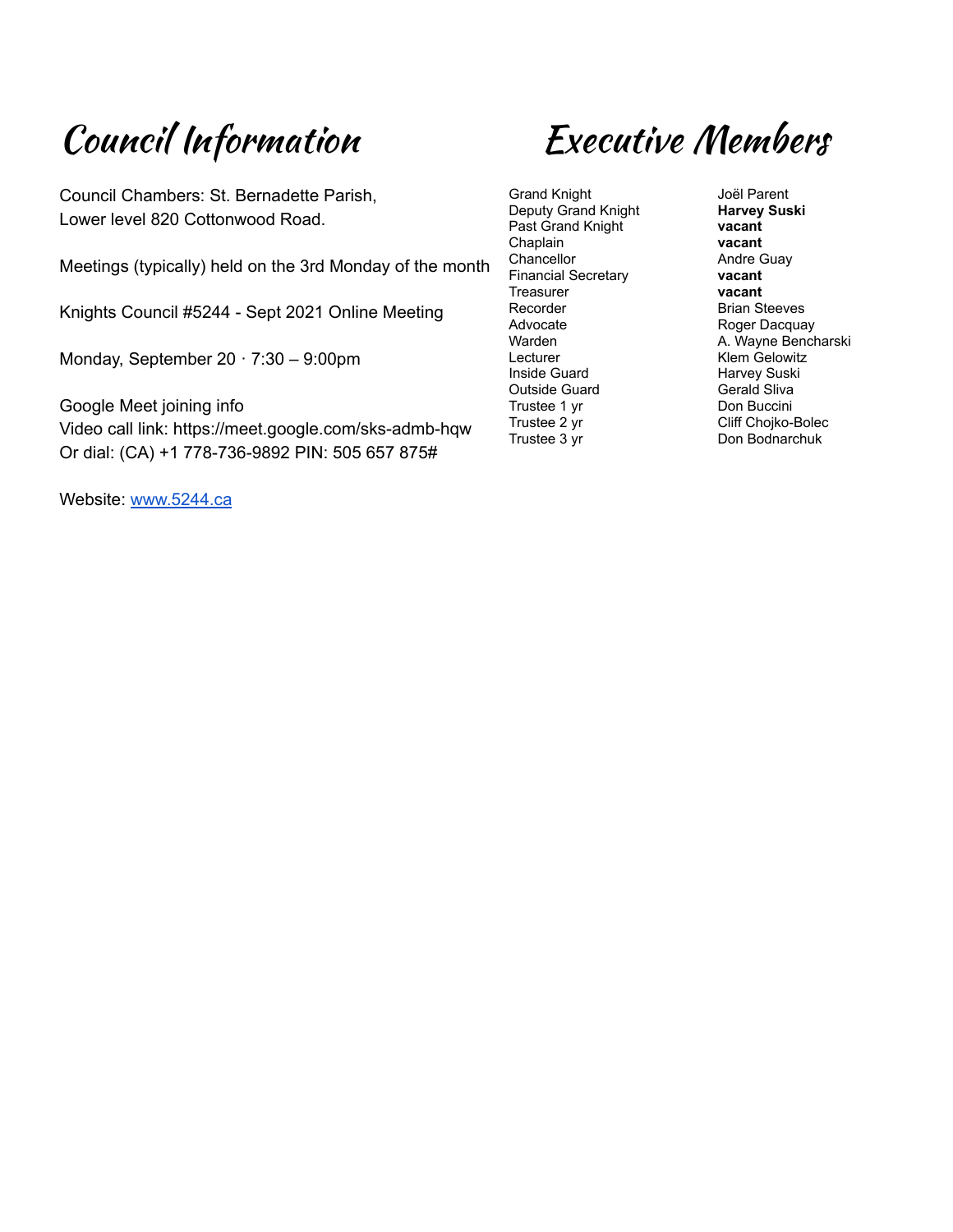# Council Information

Council Chambers: St. Bernadette Parish,
Lower level 820 Cottonwood Road.

Meetings (typically) held on the 3rd Monday of the month

Knights Council #5244 - Sept 2021 Online Meeting

Monday, September 20 · 7:30 – 9:00pm

Google Meet joining info
Video call link: https://meet.google.com/sks-admb-hqw
Or dial: (CA) +1 778-736-9892 PIN: 505 657 875#

Website: [www.5244.ca](http://www.5244.ca)

# Executive Members

| | |
|---|---|
| Grand Knight | Joël Parent |
| Deputy Grand Knight | **Harvey Suski** |
| Past Grand Knight | **vacant** |
| Chaplain | **vacant** |
| Chancellor | Andre Guay |
| Financial Secretary | **vacant** |
| Treasurer | **vacant** |
| Recorder | Brian Steeves |
| Advocate | Roger Dacquay |
| Warden | A. Wayne Bencharski |
| Lecturer | Klem Gelowitz |
| Inside Guard | Harvey Suski |
| Outside Guard | Gerald Sliva |
| Trustee 1 yr | Don Buccini |
| Trustee 2 yr | Cliff Chojko-Bolec |
| Trustee 3 yr | Don Bodnarchuk |